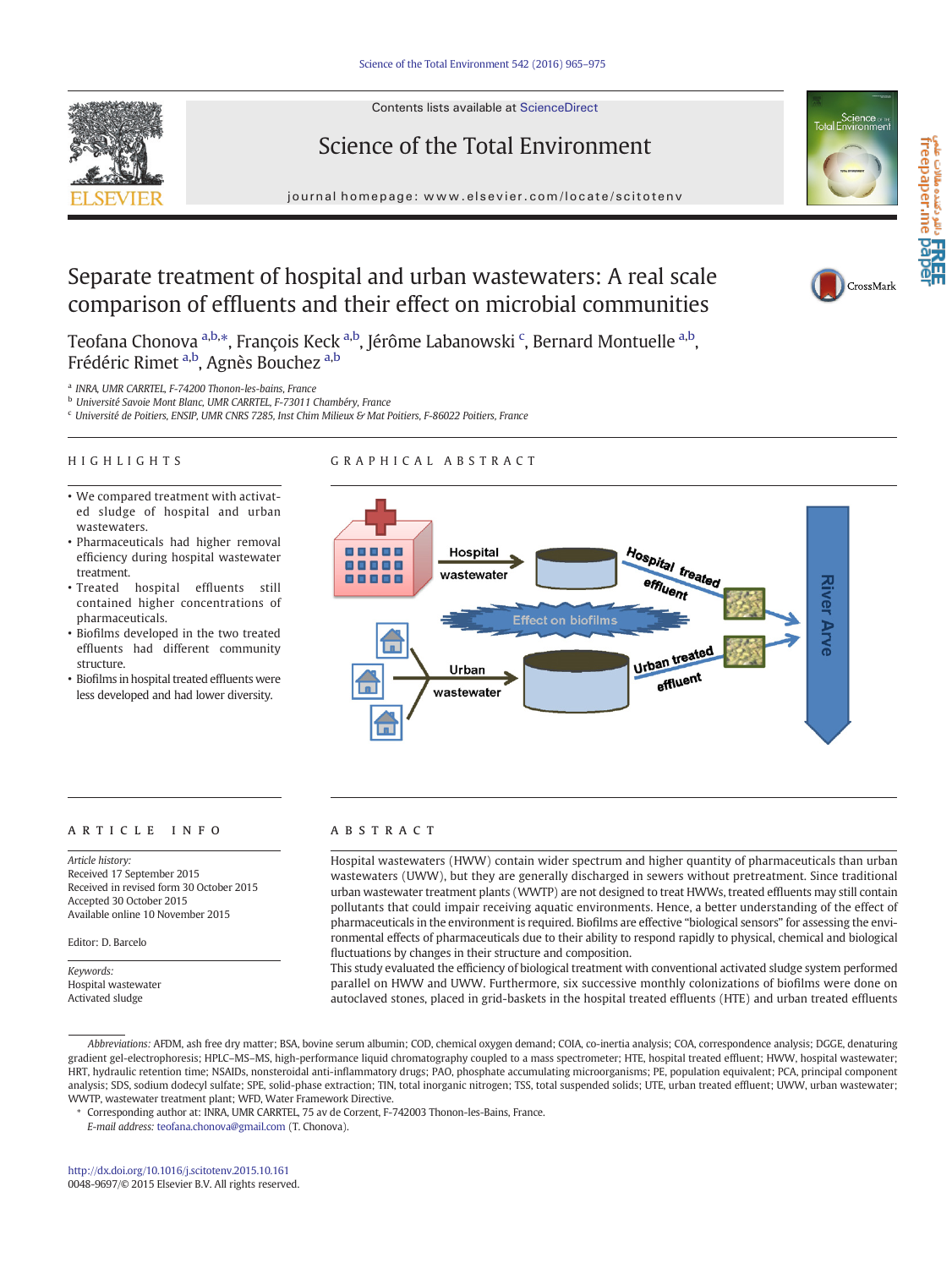Contents lists available at ScienceDirect

# Science of the Total Environment

journal homepage: www.elsevier.com/locate/scitotenv

# Separate treatment of hospital and urban wastewaters: A real scale comparison of effluents and their effect on microbial communities

Teofana Chonova [a,b,*], François Keck [a,b], Jérôme Labanowski [c], Bernard Montuelle [a,b], Frédéric Rimet [a,b], Agnès Bouchez [a,b]

[a] INRA, UMR CARRTEL, F-74200 Thonon-les-bains, France
[b] Université Savoie Mont Blanc, UMR CARRTEL, F-73011 Chambéry, France
[c] Université de Poitiers, ENSIP, UMR CNRS 7285, Inst Chim Milieux & Mat Poitiers, F-86022 Poitiers, France

## HIGHLIGHTS

- We compared treatment with activated sludge of hospital and urban wastewaters.
- Pharmaceuticals had higher removal efficiency during hospital wastewater treatment.
- Treated hospital effluents still contained higher concentrations of pharmaceuticals.
- Biofilms developed in the two treated effluents had different community structure.
- Biofilms in hospital treated effluents were less developed and had lower diversity.

## GRAPHICAL ABSTRACT

## ARTICLE INFO

*Article history:*
Received 17 September 2015
Received in revised form 30 October 2015
Accepted 30 October 2015
Available online 10 November 2015

Editor: D. Barcelo

*Keywords:*
Hospital wastewater
Activated sludge

## ABSTRACT

Hospital wastewaters (HWW) contain wider spectrum and higher quantity of pharmaceuticals than urban wastewaters (UWW), but they are generally discharged in sewers without pretreatment. Since traditional urban wastewater treatment plants (WWTP) are not designed to treat HWWs, treated effluents may still contain pollutants that could impair receiving aquatic environments. Hence, a better understanding of the effect of pharmaceuticals in the environment is required. Biofilms are effective "biological sensors" for assessing the environmental effects of pharmaceuticals due to their ability to respond rapidly to physical, chemical and biological fluctuations by changes in their structure and composition.

This study evaluated the efficiency of biological treatment with conventional activated sludge system performed parallel on HWW and UWW. Furthermore, six successive monthly colonizations of biofilms were done on autoclaved stones, placed in grid-baskets in the hospital treated effluents (HTE) and urban treated effluents

*Abbreviations:* AFDM, ash free dry matter; BSA, bovine serum albumin; COD, chemical oxygen demand; COIA, co-inertia analysis; COA, correspondence analysis; DGGE, denaturing gradient gel-electrophoresis; HPLC–MS–MS, high-performance liquid chromatography coupled to a mass spectrometer; HTE, hospital treated effluent; HWW, hospital wastewater; HRT, hydraulic retention time; NSAIDs, nonsteroidal anti-inflammatory drugs; PAO, phosphate accumulating microorganisms; PE, population equivalent; PCA, principal component analysis; SDS, sodium dodecyl sulfate; SPE, solid-phase extraction; TIN, total inorganic nitrogen; TSS, total suspended solids; UTE, urban treated effluent; UWW, urban wastewater; WWTP, wastewater treatment plant; WFD, Water Framework Directive.

\* Corresponding author at: INRA, UMR CARRTEL, 75 av de Corzent, F-742003 Thonon-les-Bains, France.
*E-mail address:* teofana.chonova@gmail.com (T. Chonova).

http://dx.doi.org/10.1016/j.scitotenv.2015.10.161
0048-9697/© 2015 Elsevier B.V. All rights reserved.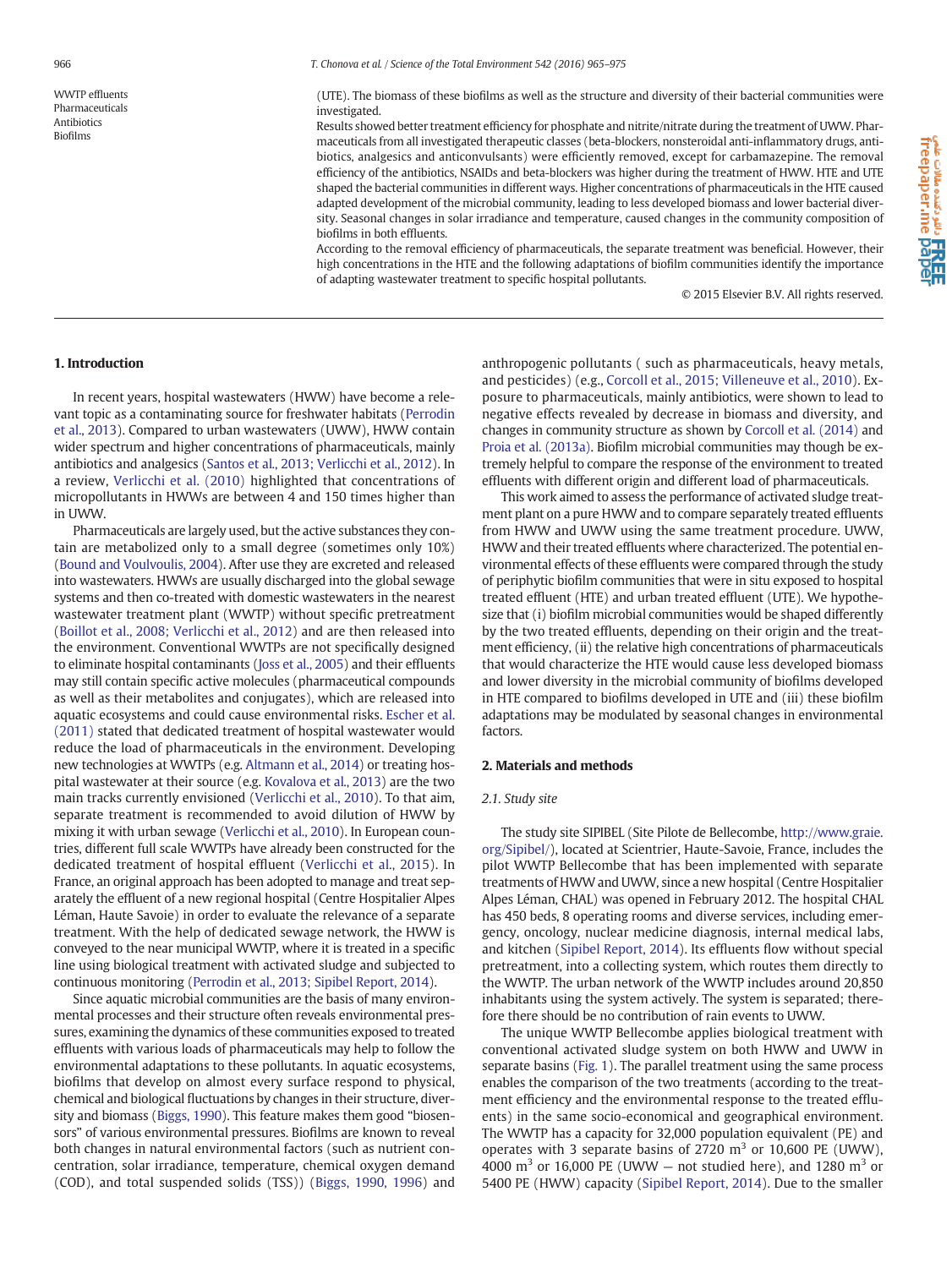WWTP effluents
Pharmaceuticals
Antibiotics
Biofilms

(UTE). The biomass of these biofilms as well as the structure and diversity of their bacterial communities were investigated.

Results showed better treatment efficiency for phosphate and nitrite/nitrate during the treatment of UWW. Pharmaceuticals from all investigated therapeutic classes (beta-blockers, nonsteroidal anti-inflammatory drugs, antibiotics, analgesics and anticonvulsants) were efficiently removed, except for carbamazepine. The removal efficiency of the antibiotics, NSAIDs and beta-blockers was higher during the treatment of HWW. HTE and UTE shaped the bacterial communities in different ways. Higher concentrations of pharmaceuticals in the HTE caused adapted development of the microbial community, leading to less developed biomass and lower bacterial diversity. Seasonal changes in solar irradiance and temperature, caused changes in the community composition of biofilms in both effluents.

According to the removal efficiency of pharmaceuticals, the separate treatment was beneficial. However, their high concentrations in the HTE and the following adaptations of biofilm communities identify the importance of adapting wastewater treatment to specific hospital pollutants.

© 2015 Elsevier B.V. All rights reserved.

## 1. Introduction

In recent years, hospital wastewaters (HWW) have become a relevant topic as a contaminating source for freshwater habitats (Perrodin et al., 2013). Compared to urban wastewaters (UWW), HWW contain wider spectrum and higher concentrations of pharmaceuticals, mainly antibiotics and analgesics (Santos et al., 2013; Verlicchi et al., 2012). In a review, Verlicchi et al. (2010) highlighted that concentrations of micropollutants in HWWs are between 4 and 150 times higher than in UWW.

Pharmaceuticals are largely used, but the active substances they contain are metabolized only to a small degree (sometimes only 10%) (Bound and Voulvoulis, 2004). After use they are excreted and released into wastewaters. HWWs are usually discharged into the global sewage systems and then co-treated with domestic wastewaters in the nearest wastewater treatment plant (WWTP) without specific pretreatment (Boillot et al., 2008; Verlicchi et al., 2012) and are then released into the environment. Conventional WWTPs are not specifically designed to eliminate hospital contaminants (Joss et al., 2005) and their effluents may still contain specific active molecules (pharmaceutical compounds as well as their metabolites and conjugates), which are released into aquatic ecosystems and could cause environmental risks. Escher et al. (2011) stated that dedicated treatment of hospital wastewater would reduce the load of pharmaceuticals in the environment. Developing new technologies at WWTPs (e.g. Altmann et al., 2014) or treating hospital wastewater at their source (e.g. Kovalova et al., 2013) are the two main tracks currently envisioned (Verlicchi et al., 2010). To that aim, separate treatment is recommended to avoid dilution of HWW by mixing it with urban sewage (Verlicchi et al., 2010). In European countries, different full scale WWTPs have already been constructed for the dedicated treatment of hospital effluent (Verlicchi et al., 2015). In France, an original approach has been adopted to manage and treat separately the effluent of a new regional hospital (Centre Hospitalier Alpes Léman, Haute Savoie) in order to evaluate the relevance of a separate treatment. With the help of dedicated sewage network, the HWW is conveyed to the near municipal WWTP, where it is treated in a specific line using biological treatment with activated sludge and subjected to continuous monitoring (Perrodin et al., 2013; Sipibel Report, 2014).

Since aquatic microbial communities are the basis of many environmental processes and their structure often reveals environmental pressures, examining the dynamics of these communities exposed to treated effluents with various loads of pharmaceuticals may help to follow the environmental adaptations to these pollutants. In aquatic ecosystems, biofilms that develop on almost every surface respond to physical, chemical and biological fluctuations by changes in their structure, diversity and biomass (Biggs, 1990). This feature makes them good "biosensors" of various environmental pressures. Biofilms are known to reveal both changes in natural environmental factors (such as nutrient concentration, solar irradiance, temperature, chemical oxygen demand (COD), and total suspended solids (TSS)) (Biggs, 1990, 1996) and anthropogenic pollutants ( such as pharmaceuticals, heavy metals, and pesticides) (e.g., Corcoll et al., 2015; Villeneuve et al., 2010). Exposure to pharmaceuticals, mainly antibiotics, were shown to lead to negative effects revealed by decrease in biomass and diversity, and changes in community structure as shown by Corcoll et al. (2014) and Proia et al. (2013a). Biofilm microbial communities may though be extremely helpful to compare the response of the environment to treated effluents with different origin and different load of pharmaceuticals.

This work aimed to assess the performance of activated sludge treatment plant on a pure HWW and to compare separately treated effluents from HWW and UWW using the same treatment procedure. UWW, HWW and their treated effluents where characterized. The potential environmental effects of these effluents were compared through the study of periphytic biofilm communities that were in situ exposed to hospital treated effluent (HTE) and urban treated effluent (UTE). We hypothesize that (i) biofilm microbial communities would be shaped differently by the two treated effluents, depending on their origin and the treatment efficiency, (ii) the relative high concentrations of pharmaceuticals that would characterize the HTE would cause less developed biomass and lower diversity in the microbial community of biofilms developed in HTE compared to biofilms developed in UTE and (iii) these biofilm adaptations may be modulated by seasonal changes in environmental factors.

## 2. Materials and methods

### 2.1. Study site

The study site SIPIBEL (Site Pilote de Bellecombe, http://www.graie.org/Sipibel/), located at Scientrier, Haute-Savoie, France, includes the pilot WWTP Bellecombe that has been implemented with separate treatments of HWW and UWW, since a new hospital (Centre Hospitalier Alpes Léman, CHAL) was opened in February 2012. The hospital CHAL has 450 beds, 8 operating rooms and diverse services, including emergency, oncology, nuclear medicine diagnosis, internal medical labs, and kitchen (Sipibel Report, 2014). Its effluents flow without special pretreatment, into a collecting system, which routes them directly to the WWTP. The urban network of the WWTP includes around 20,850 inhabitants using the system actively. The system is separated; therefore there should be no contribution of rain events to UWW.

The unique WWTP Bellecombe applies biological treatment with conventional activated sludge system on both HWW and UWW in separate basins (Fig. 1). The parallel treatment using the same process enables the comparison of the two treatments (according to the treatment efficiency and the environmental response to the treated effluents) in the same socio-economical and geographical environment. The WWTP has a capacity for 32,000 population equivalent (PE) and operates with 3 separate basins of 2720 $m^3$ or 10,600 PE (UWW), 4000 $m^3$ or 16,000 PE (UWW — not studied here), and 1280 $m^3$ or 5400 PE (HWW) capacity (Sipibel Report, 2014). Due to the smaller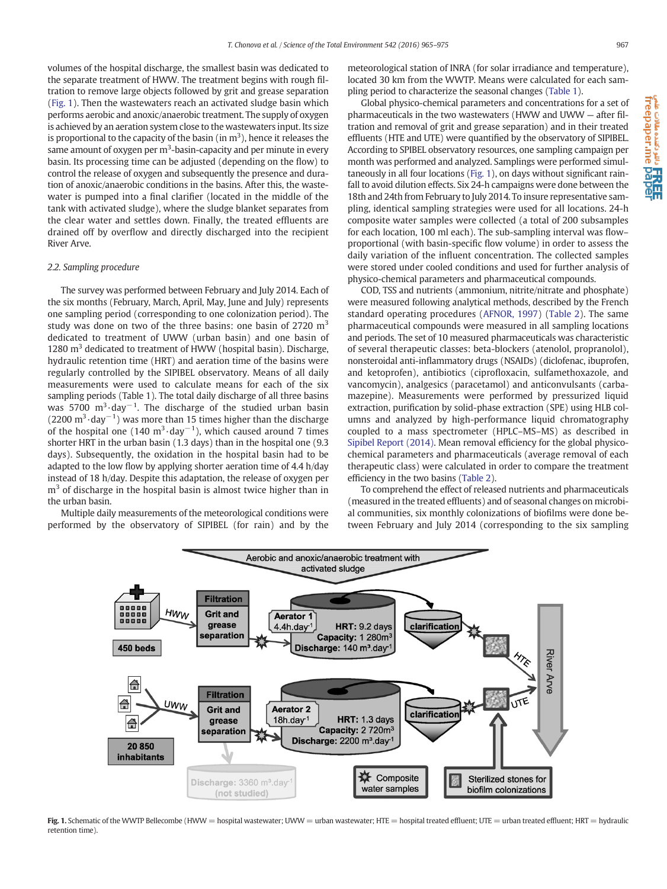volumes of the hospital discharge, the smallest basin was dedicated to the separate treatment of HWW. The treatment begins with rough filtration to remove large objects followed by grit and grease separation (Fig. 1). Then the wastewaters reach an activated sludge basin which performs aerobic and anoxic/anaerobic treatment. The supply of oxygen is achieved by an aeration system close to the wastewaters input. Its size is proportional to the capacity of the basin (in $m^3$), hence it releases the same amount of oxygen per $m^3$-basin-capacity and per minute in every basin. Its processing time can be adjusted (depending on the flow) to control the release of oxygen and subsequently the presence and duration of anoxic/anaerobic conditions in the basins. After this, the wastewater is pumped into a final clarifier (located in the middle of the tank with activated sludge), where the sludge blanket separates from the clear water and settles down. Finally, the treated effluents are drained off by overflow and directly discharged into the recipient River Arve.

### 2.2. Sampling procedure

The survey was performed between February and July 2014. Each of the six months (February, March, April, May, June and July) represents one sampling period (corresponding to one colonization period). The study was done on two of the three basins: one basin of 2720 $m^3$ dedicated to treatment of UWW (urban basin) and one basin of 1280 $m^3$ dedicated to treatment of HWW (hospital basin). Discharge, hydraulic retention time (HRT) and aeration time of the basins were regularly controlled by the SIPIBEL observatory. Means of all daily measurements were used to calculate means for each of the six sampling periods (Table 1). The total daily discharge of all three basins was 5700 $m^3 \cdot day^{-1}$. The discharge of the studied urban basin (2200 $m^3 \cdot day^{-1}$) was more than 15 times higher than the discharge of the hospital one (140 $m^3 \cdot day^{-1}$), which caused around 7 times shorter HRT in the urban basin (1.3 days) than in the hospital one (9.3 days). Subsequently, the oxidation in the hospital basin had to be adapted to the low flow by applying shorter aeration time of 4.4 h/day instead of 18 h/day. Despite this adaptation, the release of oxygen per $m^3$ of discharge in the hospital basin is almost twice higher than in the urban basin.

Multiple daily measurements of the meteorological conditions were performed by the observatory of SIPIBEL (for rain) and by the meteorological station of INRA (for solar irradiance and temperature), located 30 km from the WWTP. Means were calculated for each sampling period to characterize the seasonal changes (Table 1).

Global physico-chemical parameters and concentrations for a set of pharmaceuticals in the two wastewaters (HWW and UWW — after filtration and removal of grit and grease separation) and in their treated effluents (HTE and UTE) were quantified by the observatory of SIPIBEL. According to SPIBEL observatory resources, one sampling campaign per month was performed and analyzed. Samplings were performed simultaneously in all four locations (Fig. 1), on days without significant rainfall to avoid dilution effects. Six 24-h campaigns were done between the 18th and 24th from February to July 2014. To insure representative sampling, identical sampling strategies were used for all locations. 24-h composite water samples were collected (a total of 200 subsamples for each location, 100 ml each). The sub-sampling interval was flow–proportional (with basin-specific flow volume) in order to assess the daily variation of the influent concentration. The collected samples were stored under cooled conditions and used for further analysis of physico-chemical parameters and pharmaceutical compounds.

COD, TSS and nutrients (ammonium, nitrite/nitrate and phosphate) were measured following analytical methods, described by the French standard operating procedures (AFNOR, 1997) (Table 2). The same pharmaceutical compounds were measured in all sampling locations and periods. The set of 10 measured pharmaceuticals was characteristic of several therapeutic classes: beta-blockers (atenolol, propranolol), nonsteroidal anti-inflammatory drugs (NSAIDs) (diclofenac, ibuprofen, and ketoprofen), antibiotics (ciprofloxacin, sulfamethoxazole, and vancomycin), analgesics (paracetamol) and anticonvulsants (carbamazepine). Measurements were performed by pressurized liquid extraction, purification by solid-phase extraction (SPE) using HLB columns and analyzed by high-performance liquid chromatography coupled to a mass spectrometer (HPLC–MS–MS) as described in Sipibel Report (2014). Mean removal efficiency for the global physico-chemical parameters and pharmaceuticals (average removal of each therapeutic class) were calculated in order to compare the treatment efficiency in the two basins (Table 2).

To comprehend the effect of released nutrients and pharmaceuticals (measured in the treated effluents) and of seasonal changes on microbial communities, six monthly colonizations of biofilms were done between February and July 2014 (corresponding to the six sampling

**Fig. 1.** Schematic of the WWTP Bellecombe (HWW = hospital wastewater; UWW = urban wastewater; HTE = hospital treated effluent; UTE = urban treated effluent; HRT = hydraulic retention time).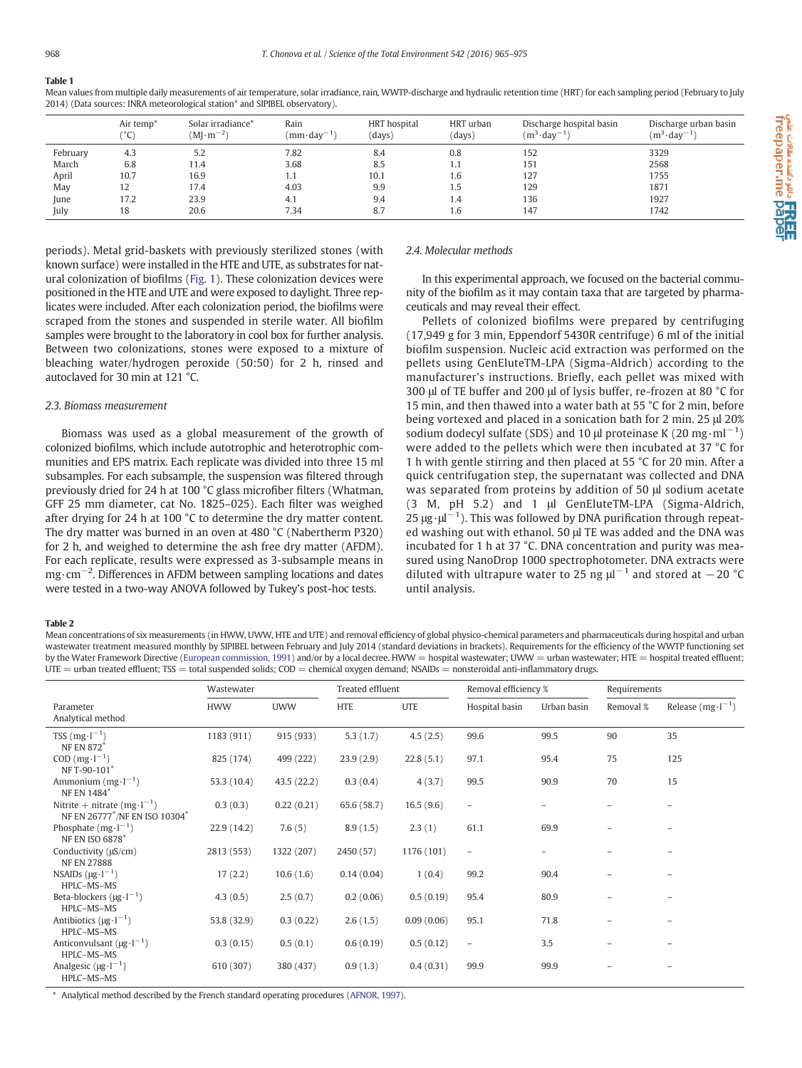**Table 1**

Mean values from multiple daily measurements of air temperature, solar irradiance, rain, WWTP-discharge and hydraulic retention time (HRT) for each sampling period (February to July 2014) (Data sources: INRA meteorological station* and SIPIBEL observatory).

| | Air temp* (°C) | Solar irradiance* ($MJ \cdot m^{-2}$) | Rain ($mm \cdot day^{-1}$) | HRT hospital (days) | HRT urban (days) | Discharge hospital basin ($m^3 \cdot day^{-1}$) | Discharge urban basin ($m^3 \cdot day^{-1}$) |
|---|---|---|---|---|---|---|---|
| February | 4.3 | 5.2 | 7.82 | 8.4 | 0.8 | 152 | 3329 |
| March | 6.8 | 11.4 | 3.68 | 8.5 | 1.1 | 151 | 2568 |
| April | 10.7 | 16.9 | 1.1 | 10.1 | 1.6 | 127 | 1755 |
| May | 12 | 17.4 | 4.03 | 9.9 | 1.5 | 129 | 1871 |
| June | 17.2 | 23.9 | 4.1 | 9.4 | 1.4 | 136 | 1927 |
| July | 18 | 20.6 | 7.34 | 8.7 | 1.6 | 147 | 1742 |

periods). Metal grid-baskets with previously sterilized stones (with known surface) were installed in the HTE and UTE, as substrates for natural colonization of biofilms (Fig. 1). These colonization devices were positioned in the HTE and UTE and were exposed to daylight. Three replicates were included. After each colonization period, the biofilms were scraped from the stones and suspended in sterile water. All biofilm samples were brought to the laboratory in cool box for further analysis. Between two colonizations, stones were exposed to a mixture of bleaching water/hydrogen peroxide (50:50) for 2 h, rinsed and autoclaved for 30 min at 121 °C.

### 2.3. Biomass measurement

Biomass was used as a global measurement of the growth of colonized biofilms, which include autotrophic and heterotrophic communities and EPS matrix. Each replicate was divided into three 15 ml subsamples. For each subsample, the suspension was filtered through previously dried for 24 h at 100 °C glass microfiber filters (Whatman, GFF 25 mm diameter, cat No. 1825–025). Each filter was weighed after drying for 24 h at 100 °C to determine the dry matter content. The dry matter was burned in an oven at 480 °C (Nabertherm P320) for 2 h, and weighed to determine the ash free dry matter (AFDM). For each replicate, results were expressed as 3-subsample means in $mg \cdot cm^{-2}$. Differences in AFDM between sampling locations and dates were tested in a two-way ANOVA followed by Tukey's post-hoc tests.

### 2.4. Molecular methods

In this experimental approach, we focused on the bacterial community of the biofilm as it may contain taxa that are targeted by pharmaceuticals and may reveal their effect.

Pellets of colonized biofilms were prepared by centrifuging (17,949 g for 3 min, Eppendorf 5430R centrifuge) 6 ml of the initial biofilm suspension. Nucleic acid extraction was performed on the pellets using GenEluteTM-LPA (Sigma-Aldrich) according to the manufacturer's instructions. Briefly, each pellet was mixed with 300 μl of TE buffer and 200 μl of lysis buffer, re-frozen at 80 °C for 15 min, and then thawed into a water bath at 55 °C for 2 min, before being vortexed and placed in a sonication bath for 2 min. 25 μl 20% sodium dodecyl sulfate (SDS) and 10 μl proteinase K (20 $mg \cdot ml^{-1}$) were added to the pellets which were then incubated at 37 °C for 1 h with gentle stirring and then placed at 55 °C for 20 min. After a quick centrifugation step, the supernatant was collected and DNA was separated from proteins by addition of 50 μl sodium acetate (3 M, pH 5.2) and 1 μl GenEluteTM-LPA (Sigma-Aldrich, 25 $\mu g \cdot \mu l^{-1}$). This was followed by DNA purification through repeated washing out with ethanol. 50 μl TE was added and the DNA was incubated for 1 h at 37 °C. DNA concentration and purity was measured using NanoDrop 1000 spectrophotometer. DNA extracts were diluted with ultrapure water to 25 ng $\mu l^{-1}$ and stored at −20 °C until analysis.

**Table 2**

Mean concentrations of six measurements (in HWW, UWW, HTE and UTE) and removal efficiency of global physico-chemical parameters and pharmaceuticals during hospital and urban wastewater treatment measured monthly by SIPIBEL between February and July 2014 (standard deviations in brackets). Requirements for the efficiency of the WWTP functioning set by the Water Framework Directive (European commission, 1991) and/or by a local decree. HWW = hospital wastewater; UWW = urban wastewater; HTE = hospital treated effluent; UTE = urban treated effluent; TSS = total suspended solids; COD = chemical oxygen demand; NSAIDs = nonsteroidal anti-inflammatory drugs.

| Parameter<br>Analytical method | Wastewater | | Treated effluent | | Removal efficiency % | | Requirements | |
|---|---|---|---|---|---|---|---|---|
| | HWW | UWW | HTE | UTE | Hospital basin | Urban basin | Removal % | Release ($mg \cdot l^{-1}$) |
| TSS ($mg \cdot l^{-1}$)<br>NF EN 872* | 1183 (911) | 915 (933) | 5.3 (1.7) | 4.5 (2.5) | 99.6 | 99.5 | 90 | 35 |
| COD ($mg \cdot l^{-1}$)<br>NF T-90-101* | 825 (174) | 499 (222) | 23.9 (2.9) | 22.8 (5.1) | 97.1 | 95.4 | 75 | 125 |
| Ammonium ($mg \cdot l^{-1}$)<br>NF EN 1484* | 53.3 (10.4) | 43.5 (22.2) | 0.3 (0.4) | 4 (3.7) | 99.5 | 90.9 | 70 | 15 |
| Nitrite + nitrate ($mg \cdot l^{-1}$)<br>NF EN 26777*/NF EN ISO 10304* | 0.3 (0.3) | 0.22 (0.21) | 65.6 (58.7) | 16.5 (9.6) | – | – | – | – |
| Phosphate ($mg \cdot l^{-1}$)<br>NF EN ISO 6878* | 22.9 (14.2) | 7.6 (5) | 8.9 (1.5) | 2.3 (1) | 61.1 | 69.9 | – | – |
| Conductivity (μS/cm)<br>NF EN 27888 | 2813 (553) | 1322 (207) | 2450 (57) | 1176 (101) | – | – | – | – |
| NSAIDs ($\mu g \cdot l^{-1}$)<br>HPLC–MS–MS | 17 (2.2) | 10.6 (1.6) | 0.14 (0.04) | 1 (0.4) | 99.2 | 90.4 | – | – |
| Beta-blockers ($\mu g \cdot l^{-1}$)<br>HPLC–MS–MS | 4.3 (0.5) | 2.5 (0.7) | 0.2 (0.06) | 0.5 (0.19) | 95.4 | 80.9 | – | – |
| Antibiotics ($\mu g \cdot l^{-1}$)<br>HPLC–MS–MS | 53.8 (32.9) | 0.3 (0.22) | 2.6 (1.5) | 0.09 (0.06) | 95.1 | 71.8 | – | – |
| Anticonvulsant ($\mu g \cdot l^{-1}$)<br>HPLC–MS–MS | 0.3 (0.15) | 0.5 (0.1) | 0.6 (0.19) | 0.5 (0.12) | – | 3.5 | – | – |
| Analgesic ($\mu g \cdot l^{-1}$)<br>HPLC–MS–MS | 610 (307) | 380 (437) | 0.9 (1.3) | 0.4 (0.31) | 99.9 | 99.9 | – | – |

\* Analytical method described by the French standard operating procedures (AFNOR, 1997).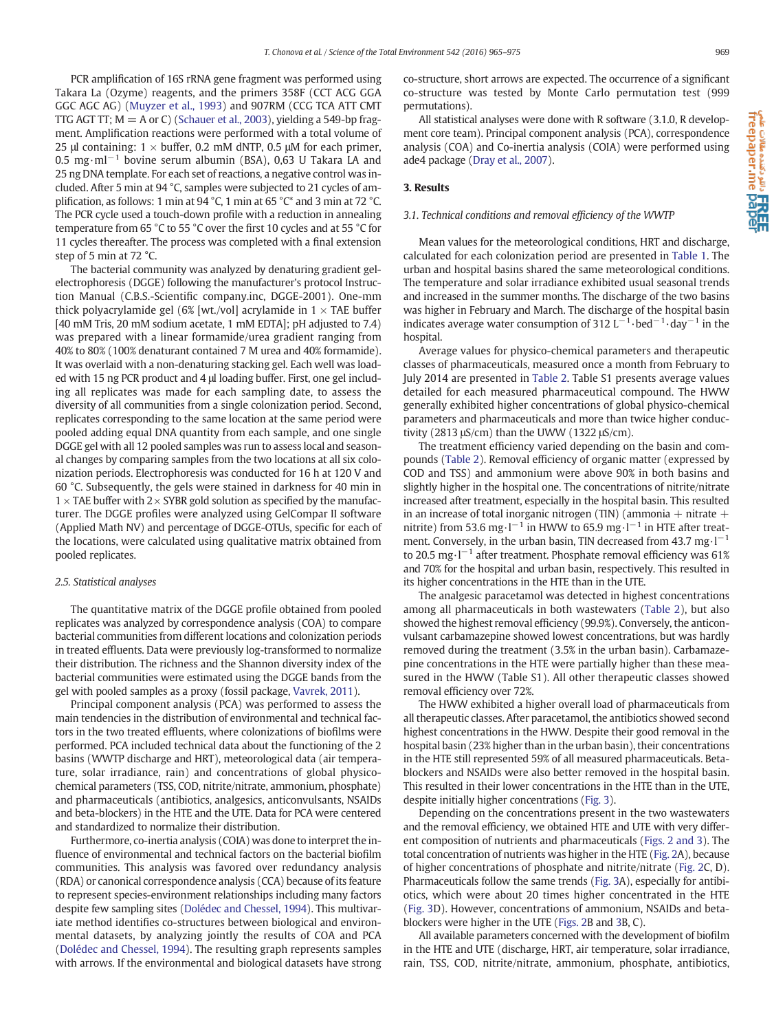PCR amplification of 16S rRNA gene fragment was performed using Takara La (Ozyme) reagents, and the primers 358F (CCT ACG GGA GGC AGC AG) (Muyzer et al., 1993) and 907RM (CCG TCA ATT CMT TTG AGT TT; M = A or C) (Schauer et al., 2003), yielding a 549-bp fragment. Amplification reactions were performed with a total volume of 25 µl containing: 1 × buffer, 0.2 mM dNTP, 0.5 µM for each primer, 0.5 $mg \cdot ml^{-1}$ bovine serum albumin (BSA), 0,63 U Takara LA and 25 ng DNA template. For each set of reactions, a negative control was included. After 5 min at 94 °C, samples were subjected to 21 cycles of amplification, as follows: 1 min at 94 °C, 1 min at 65 °C* and 3 min at 72 °C. The PCR cycle used a touch-down profile with a reduction in annealing temperature from 65 °C to 55 °C over the first 10 cycles and at 55 °C for 11 cycles thereafter. The process was completed with a final extension step of 5 min at 72 °C.

The bacterial community was analyzed by denaturing gradient gel-electrophoresis (DGGE) following the manufacturer's protocol Instruction Manual (C.B.S.-Scientific company.inc, DGGE-2001). One-mm thick polyacrylamide gel (6% [wt./vol] acrylamide in 1 × TAE buffer [40 mM Tris, 20 mM sodium acetate, 1 mM EDTA]; pH adjusted to 7.4) was prepared with a linear formamide/urea gradient ranging from 40% to 80% (100% denaturant contained 7 M urea and 40% formamide). It was overlaid with a non-denaturing stacking gel. Each well was loaded with 15 ng PCR product and 4 µl loading buffer. First, one gel including all replicates was made for each sampling date, to assess the diversity of all communities from a single colonization period. Second, replicates corresponding to the same location at the same period were pooled adding equal DNA quantity from each sample, and one single DGGE gel with all 12 pooled samples was run to assess local and seasonal changes by comparing samples from the two locations at all six colonization periods. Electrophoresis was conducted for 16 h at 120 V and 60 °C. Subsequently, the gels were stained in darkness for 40 min in 1 × TAE buffer with 2× SYBR gold solution as specified by the manufacturer. The DGGE profiles were analyzed using GelCompar II software (Applied Math NV) and percentage of DGGE-OTUs, specific for each of the locations, were calculated using qualitative matrix obtained from pooled replicates.

### 2.5. Statistical analyses

The quantitative matrix of the DGGE profile obtained from pooled replicates was analyzed by correspondence analysis (COA) to compare bacterial communities from different locations and colonization periods in treated effluents. Data were previously log-transformed to normalize their distribution. The richness and the Shannon diversity index of the bacterial communities were estimated using the DGGE bands from the gel with pooled samples as a proxy (fossil package, Vavrek, 2011).

Principal component analysis (PCA) was performed to assess the main tendencies in the distribution of environmental and technical factors in the two treated effluents, where colonizations of biofilms were performed. PCA included technical data about the functioning of the 2 basins (WWTP discharge and HRT), meteorological data (air temperature, solar irradiance, rain) and concentrations of global physico-chemical parameters (TSS, COD, nitrite/nitrate, ammonium, phosphate) and pharmaceuticals (antibiotics, analgesics, anticonvulsants, NSAIDs and beta-blockers) in the HTE and the UTE. Data for PCA were centered and standardized to normalize their distribution.

Furthermore, co-inertia analysis (COIA) was done to interpret the influence of environmental and technical factors on the bacterial biofilm communities. This analysis was favored over redundancy analysis (RDA) or canonical correspondence analysis (CCA) because of its feature to represent species-environment relationships including many factors despite few sampling sites (Dolédec and Chessel, 1994). This multivariate method identifies co-structures between biological and environmental datasets, by analyzing jointly the results of COA and PCA (Dolédec and Chessel, 1994). The resulting graph represents samples with arrows. If the environmental and biological datasets have strong co-structure, short arrows are expected. The occurrence of a significant co-structure was tested by Monte Carlo permutation test (999 permutations).

All statistical analyses were done with R software (3.1.0, R development core team). Principal component analysis (PCA), correspondence analysis (COA) and Co-inertia analysis (COIA) were performed using ade4 package (Dray et al., 2007).

## 3. Results

### 3.1. Technical conditions and removal efficiency of the WWTP

Mean values for the meteorological conditions, HRT and discharge, calculated for each colonization period are presented in Table 1. The urban and hospital basins shared the same meteorological conditions. The temperature and solar irradiance exhibited usual seasonal trends and increased in the summer months. The discharge of the two basins was higher in February and March. The discharge of the hospital basin indicates average water consumption of 312 $L^{-1} \cdot bed^{-1} \cdot day^{-1}$ in the hospital.

Average values for physico-chemical parameters and therapeutic classes of pharmaceuticals, measured once a month from February to July 2014 are presented in Table 2. Table S1 presents average values detailed for each measured pharmaceutical compound. The HWW generally exhibited higher concentrations of global physico-chemical parameters and pharmaceuticals and more than twice higher conductivity (2813 µS/cm) than the UWW (1322 µS/cm).

The treatment efficiency varied depending on the basin and compounds (Table 2). Removal efficiency of organic matter (expressed by COD and TSS) and ammonium were above 90% in both basins and slightly higher in the hospital one. The concentrations of nitrite/nitrate increased after treatment, especially in the hospital basin. This resulted in an increase of total inorganic nitrogen (TIN) (ammonia + nitrate + nitrite) from 53.6 $mg \cdot l^{-1}$ in HWW to 65.9 $mg \cdot l^{-1}$ in HTE after treatment. Conversely, in the urban basin, TIN decreased from 43.7 $mg \cdot l^{-1}$ to 20.5 $mg \cdot l^{-1}$ after treatment. Phosphate removal efficiency was 61% and 70% for the hospital and urban basin, respectively. This resulted in its higher concentrations in the HTE than in the UTE.

The analgesic paracetamol was detected in highest concentrations among all pharmaceuticals in both wastewaters (Table 2), but also showed the highest removal efficiency (99.9%). Conversely, the anticonvulsant carbamazepine showed lowest concentrations, but was hardly removed during the treatment (3.5% in the urban basin). Carbamazepine concentrations in the HTE were partially higher than these measured in the HWW (Table S1). All other therapeutic classes showed removal efficiency over 72%.

The HWW exhibited a higher overall load of pharmaceuticals from all therapeutic classes. After paracetamol, the antibiotics showed second highest concentrations in the HWW. Despite their good removal in the hospital basin (23% higher than in the urban basin), their concentrations in the HTE still represented 59% of all measured pharmaceuticals. Beta-blockers and NSAIDs were also better removed in the hospital basin. This resulted in their lower concentrations in the HTE than in the UTE, despite initially higher concentrations (Fig. 3).

Depending on the concentrations present in the two wastewaters and the removal efficiency, we obtained HTE and UTE with very different composition of nutrients and pharmaceuticals (Figs. 2 and 3). The total concentration of nutrients was higher in the HTE (Fig. 2A), because of higher concentrations of phosphate and nitrite/nitrate (Fig. 2C, D). Pharmaceuticals follow the same trends (Fig. 3A), especially for antibiotics, which were about 20 times higher concentrated in the HTE (Fig. 3D). However, concentrations of ammonium, NSAIDs and beta-blockers were higher in the UTE (Figs. 2B and 3B, C).

All available parameters concerned with the development of biofilm in the HTE and UTE (discharge, HRT, air temperature, solar irradiance, rain, TSS, COD, nitrite/nitrate, ammonium, phosphate, antibiotics,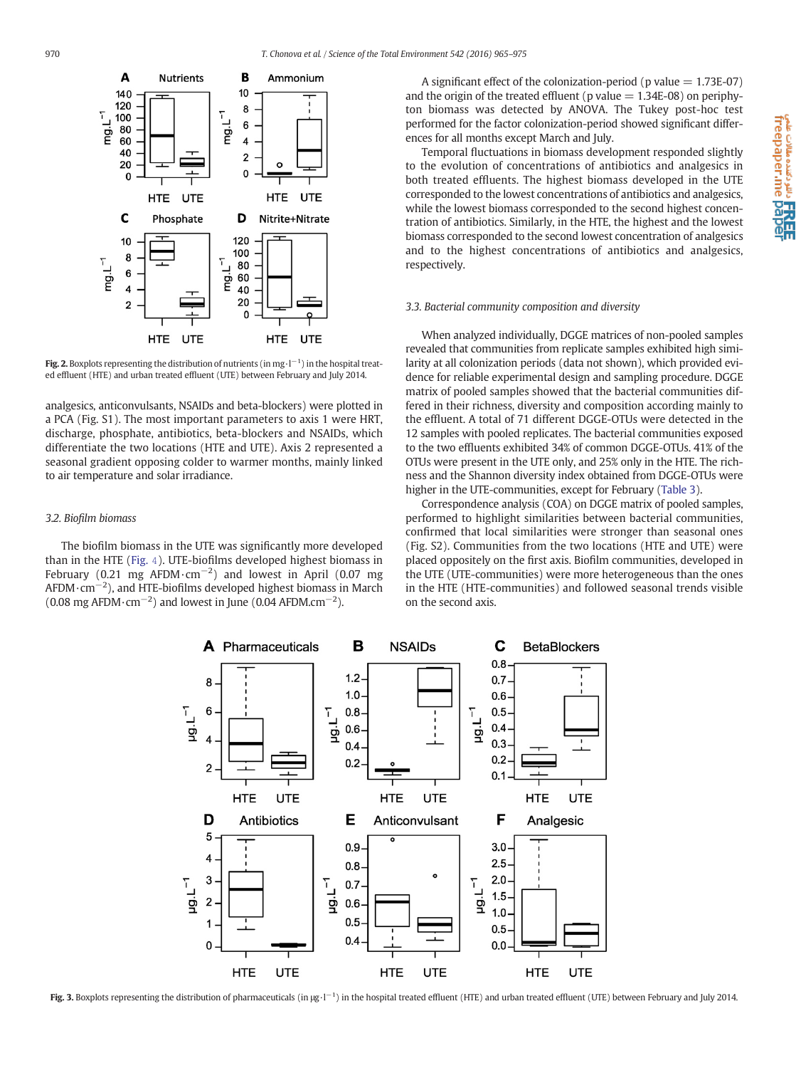Fig. 2. Boxplots representing the distribution of nutrients (in mg·l$^{-1}$) in the hospital treated effluent (HTE) and urban treated effluent (UTE) between February and July 2014.

analgesics, anticonvulsants, NSAIDs and beta-blockers) were plotted in a PCA (Fig. S1). The most important parameters to axis 1 were HRT, discharge, phosphate, antibiotics, beta-blockers and NSAIDs, which differentiate the two locations (HTE and UTE). Axis 2 represented a seasonal gradient opposing colder to warmer months, mainly linked to air temperature and solar irradiance.

### 3.2. Biofilm biomass

The biofilm biomass in the UTE was significantly more developed than in the HTE (Fig. 4). UTE-biofilms developed highest biomass in February (0.21 mg AFDM·cm$^{-2}$) and lowest in April (0.07 mg AFDM·cm$^{-2}$), and HTE-biofilms developed highest biomass in March (0.08 mg AFDM·cm$^{-2}$) and lowest in June (0.04 AFDM.cm$^{-2}$).

A significant effect of the colonization-period (p value = 1.73E-07) and the origin of the treated effluent (p value = 1.34E-08) on periphyton biomass was detected by ANOVA. The Tukey post-hoc test performed for the factor colonization-period showed significant differences for all months except March and July.

Temporal fluctuations in biomass development responded slightly to the evolution of concentrations of antibiotics and analgesics in both treated effluents. The highest biomass developed in the UTE corresponded to the lowest concentrations of antibiotics and analgesics, while the lowest biomass corresponded to the second highest concentration of antibiotics. Similarly, in the HTE, the highest and the lowest biomass corresponded to the second lowest concentration of analgesics and to the highest concentrations of antibiotics and analgesics, respectively.

### 3.3. Bacterial community composition and diversity

When analyzed individually, DGGE matrices of non-pooled samples revealed that communities from replicate samples exhibited high similarity at all colonization periods (data not shown), which provided evidence for reliable experimental design and sampling procedure. DGGE matrix of pooled samples showed that the bacterial communities differed in their richness, diversity and composition according mainly to the effluent. A total of 71 different DGGE-OTUs were detected in the 12 samples with pooled replicates. The bacterial communities exposed to the two effluents exhibited 34% of common DGGE-OTUs. 41% of the OTUs were present in the UTE only, and 25% only in the HTE. The richness and the Shannon diversity index obtained from DGGE-OTUs were higher in the UTE-communities, except for February (Table 3).

Correspondence analysis (COA) on DGGE matrix of pooled samples, performed to highlight similarities between bacterial communities, confirmed that local similarities were stronger than seasonal ones (Fig. S2). Communities from the two locations (HTE and UTE) were placed oppositely on the first axis. Biofilm communities, developed in the UTE (UTE-communities) were more heterogeneous than the ones in the HTE (HTE-communities) and followed seasonal trends visible on the second axis.

Fig. 3. Boxplots representing the distribution of pharmaceuticals (in μg·l$^{-1}$) in the hospital treated effluent (HTE) and urban treated effluent (UTE) between February and July 2014.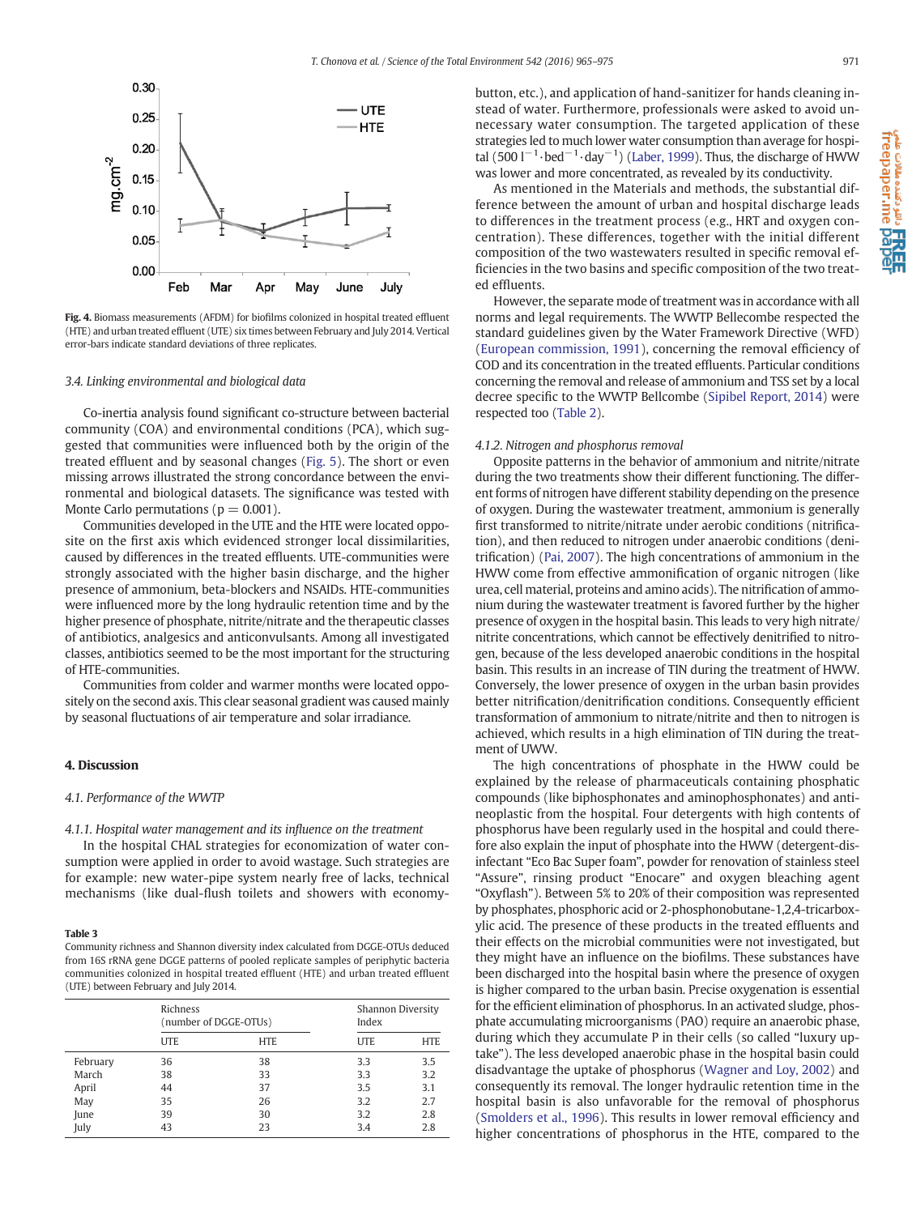Fig. 4. Biomass measurements (AFDM) for biofilms colonized in hospital treated effluent (HTE) and urban treated effluent (UTE) six times between February and July 2014. Vertical error-bars indicate standard deviations of three replicates.

### 3.4. Linking environmental and biological data

Co-inertia analysis found significant co-structure between bacterial community (COA) and environmental conditions (PCA), which suggested that communities were influenced both by the origin of the treated effluent and by seasonal changes (Fig. 5). The short or even missing arrows illustrated the strong concordance between the environmental and biological datasets. The significance was tested with Monte Carlo permutations ($p = 0.001$).

Communities developed in the UTE and the HTE were located opposite on the first axis which evidenced stronger local dissimilarities, caused by differences in the treated effluents. UTE-communities were strongly associated with the higher basin discharge, and the higher presence of ammonium, beta-blockers and NSAIDs. HTE-communities were influenced more by the long hydraulic retention time and by the higher presence of phosphate, nitrite/nitrate and the therapeutic classes of antibiotics, analgesics and anticonvulsants. Among all investigated classes, antibiotics seemed to be the most important for the structuring of HTE-communities.

Communities from colder and warmer months were located oppositely on the second axis. This clear seasonal gradient was caused mainly by seasonal fluctuations of air temperature and solar irradiance.

## 4. Discussion

### 4.1. Performance of the WWTP

#### 4.1.1. Hospital water management and its influence on the treatment

In the hospital CHAL strategies for economization of water consumption were applied in order to avoid wastage. Such strategies are for example: new water-pipe system nearly free of lacks, technical mechanisms (like dual-flush toilets and showers with economy-button, etc.), and application of hand-sanitizer for hands cleaning instead of water. Furthermore, professionals were asked to avoid unnecessary water consumption. The targeted application of these strategies led to much lower water consumption than average for hospital ($500\ l^{-1} \cdot bed^{-1} \cdot day^{-1}$) (Laber, 1999). Thus, the discharge of HWW was lower and more concentrated, as revealed by its conductivity.

As mentioned in the Materials and methods, the substantial difference between the amount of urban and hospital discharge leads to differences in the treatment process (e.g., HRT and oxygen concentration). These differences, together with the initial different composition of the two wastewaters resulted in specific removal efficiencies in the two basins and specific composition of the two treated effluents.

However, the separate mode of treatment was in accordance with all norms and legal requirements. The WWTP Bellecombe respected the standard guidelines given by the Water Framework Directive (WFD) (European commission, 1991), concerning the removal efficiency of COD and its concentration in the treated effluents. Particular conditions concerning the removal and release of ammonium and TSS set by a local decree specific to the WWTP Bellcombe (Sipibel Report, 2014) were respected too (Table 2).

#### 4.1.2. Nitrogen and phosphorus removal

Opposite patterns in the behavior of ammonium and nitrite/nitrate during the two treatments show their different functioning. The different forms of nitrogen have different stability depending on the presence of oxygen. During the wastewater treatment, ammonium is generally first transformed to nitrite/nitrate under aerobic conditions (nitrification), and then reduced to nitrogen under anaerobic conditions (denitrification) (Pai, 2007). The high concentrations of ammonium in the HWW come from effective ammonification of organic nitrogen (like urea, cell material, proteins and amino acids). The nitrification of ammonium during the wastewater treatment is favored further by the higher presence of oxygen in the hospital basin. This leads to very high nitrate/nitrite concentrations, which cannot be effectively denitrified to nitrogen, because of the less developed anaerobic conditions in the hospital basin. This results in an increase of TIN during the treatment of HWW. Conversely, the lower presence of oxygen in the urban basin provides better nitrification/denitrification conditions. Consequently efficient transformation of ammonium to nitrate/nitrite and then to nitrogen is achieved, which results in a high elimination of TIN during the treatment of UWW.

The high concentrations of phosphate in the HWW could be explained by the release of pharmaceuticals containing phosphatic compounds (like biphosphonates and aminophosphonates) and antineoplastic from the hospital. Four detergents with high contents of phosphorus have been regularly used in the hospital and could therefore also explain the input of phosphate into the HWW (detergent-disinfectant "Eco Bac Super foam", powder for renovation of stainless steel "Assure", rinsing product "Enocare" and oxygen bleaching agent "Oxyflash"). Between 5% to 20% of their composition was represented by phosphates, phosphoric acid or 2-phosphonobutane-1,2,4-tricarboxylic acid. The presence of these products in the treated effluents and their effects on the microbial communities were not investigated, but they might have an influence on the biofilms. These substances have been discharged into the hospital basin where the presence of oxygen is higher compared to the urban basin. Precise oxygenation is essential for the efficient elimination of phosphorus. In an activated sludge, phosphate accumulating microorganisms (PAO) require an anaerobic phase, during which they accumulate P in their cells (so called "luxury uptake"). The less developed anaerobic phase in the hospital basin could disadvantage the uptake of phosphorus (Wagner and Loy, 2002) and consequently its removal. The longer hydraulic retention time in the hospital basin is also unfavorable for the removal of phosphorus (Smolders et al., 1996). This results in lower removal efficiency and higher concentrations of phosphorus in the HTE, compared to the

**Table 3**
Community richness and Shannon diversity index calculated from DGGE-OTUs deduced from 16S rRNA gene DGGE patterns of pooled replicate samples of periphytic bacteria communities colonized in hospital treated effluent (HTE) and urban treated effluent (UTE) between February and July 2014.

| | Richness (number of DGGE-OTUs) | | Shannon Diversity Index | |
|---|---|---|---|---|
| | UTE | HTE | UTE | HTE |
| February | 36 | 38 | 3.3 | 3.5 |
| March | 38 | 33 | 3.3 | 3.2 |
| April | 44 | 37 | 3.5 | 3.1 |
| May | 35 | 26 | 3.2 | 2.7 |
| June | 39 | 30 | 3.2 | 2.8 |
| July | 43 | 23 | 3.4 | 2.8 |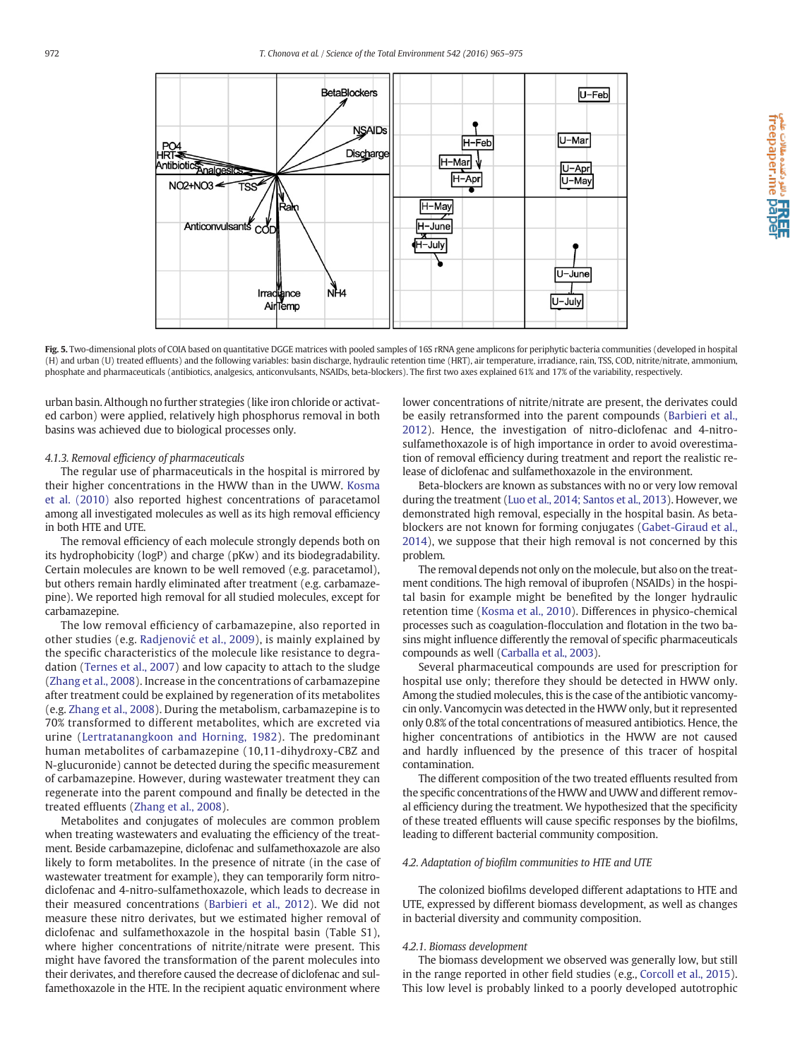Fig. 5. Two-dimensional plots of COIA based on quantitative DGGE matrices with pooled samples of 16S rRNA gene amplicons for periphytic bacteria communities (developed in hospital (H) and urban (U) treated effluents) and the following variables: basin discharge, hydraulic retention time (HRT), air temperature, irradiance, rain, TSS, COD, nitrite/nitrate, ammonium, phosphate and pharmaceuticals (antibiotics, analgesics, anticonvulsants, NSAIDs, beta-blockers). The first two axes explained 61% and 17% of the variability, respectively.

urban basin. Although no further strategies (like iron chloride or activated carbon) were applied, relatively high phosphorus removal in both basins was achieved due to biological processes only.

### 4.1.3. Removal efficiency of pharmaceuticals

The regular use of pharmaceuticals in the hospital is mirrored by their higher concentrations in the HWW than in the UWW. Kosma et al. (2010) also reported highest concentrations of paracetamol among all investigated molecules as well as its high removal efficiency in both HTE and UTE.

The removal efficiency of each molecule strongly depends both on its hydrophobicity (logP) and charge (pKw) and its biodegradability. Certain molecules are known to be well removed (e.g. paracetamol), but others remain hardly eliminated after treatment (e.g. carbamazepine). We reported high removal for all studied molecules, except for carbamazepine.

The low removal efficiency of carbamazepine, also reported in other studies (e.g. Radjenović et al., 2009), is mainly explained by the specific characteristics of the molecule like resistance to degradation (Ternes et al., 2007) and low capacity to attach to the sludge (Zhang et al., 2008). Increase in the concentrations of carbamazepine after treatment could be explained by regeneration of its metabolites (e.g. Zhang et al., 2008). During the metabolism, carbamazepine is to 70% transformed to different metabolites, which are excreted via urine (Lertratanangkoon and Horning, 1982). The predominant human metabolites of carbamazepine (10,11-dihydroxy-CBZ and N-glucuronide) cannot be detected during the specific measurement of carbamazepine. However, during wastewater treatment they can regenerate into the parent compound and finally be detected in the treated effluents (Zhang et al., 2008).

Metabolites and conjugates of molecules are common problem when treating wastewaters and evaluating the efficiency of the treatment. Beside carbamazepine, diclofenac and sulfamethoxazole are also likely to form metabolites. In the presence of nitrate (in the case of wastewater treatment for example), they can temporarily form nitro-diclofenac and 4-nitro-sulfamethoxazole, which leads to decrease in their measured concentrations (Barbieri et al., 2012). We did not measure these nitro derivates, but we estimated higher removal of diclofenac and sulfamethoxazole in the hospital basin (Table S1), where higher concentrations of nitrite/nitrate were present. This might have favored the transformation of the parent molecules into their derivates, and therefore caused the decrease of diclofenac and sulfamethoxazole in the HTE. In the recipient aquatic environment where lower concentrations of nitrite/nitrate are present, the derivates could be easily retransformed into the parent compounds (Barbieri et al., 2012). Hence, the investigation of nitro-diclofenac and 4-nitro-sulfamethoxazole is of high importance in order to avoid overestimation of removal efficiency during treatment and report the realistic release of diclofenac and sulfamethoxazole in the environment.

Beta-blockers are known as substances with no or very low removal during the treatment (Luo et al., 2014; Santos et al., 2013). However, we demonstrated high removal, especially in the hospital basin. As beta-blockers are not known for forming conjugates (Gabet-Giraud et al., 2014), we suppose that their high removal is not concerned by this problem.

The removal depends not only on the molecule, but also on the treatment conditions. The high removal of ibuprofen (NSAIDs) in the hospital basin for example might be benefited by the longer hydraulic retention time (Kosma et al., 2010). Differences in physico-chemical processes such as coagulation-flocculation and flotation in the two basins might influence differently the removal of specific pharmaceuticals compounds as well (Carballa et al., 2003).

Several pharmaceutical compounds are used for prescription for hospital use only; therefore they should be detected in HWW only. Among the studied molecules, this is the case of the antibiotic vancomycin only. Vancomycin was detected in the HWW only, but it represented only 0.8% of the total concentrations of measured antibiotics. Hence, the higher concentrations of antibiotics in the HWW are not caused and hardly influenced by the presence of this tracer of hospital contamination.

The different composition of the two treated effluents resulted from the specific concentrations of the HWW and UWW and different removal efficiency during the treatment. We hypothesized that the specificity of these treated effluents will cause specific responses by the biofilms, leading to different bacterial community composition.

## 4.2. Adaptation of biofilm communities to HTE and UTE

The colonized biofilms developed different adaptations to HTE and UTE, expressed by different biomass development, as well as changes in bacterial diversity and community composition.

### 4.2.1. Biomass development

The biomass development we observed was generally low, but still in the range reported in other field studies (e.g., Corcoll et al., 2015). This low level is probably linked to a poorly developed autotrophic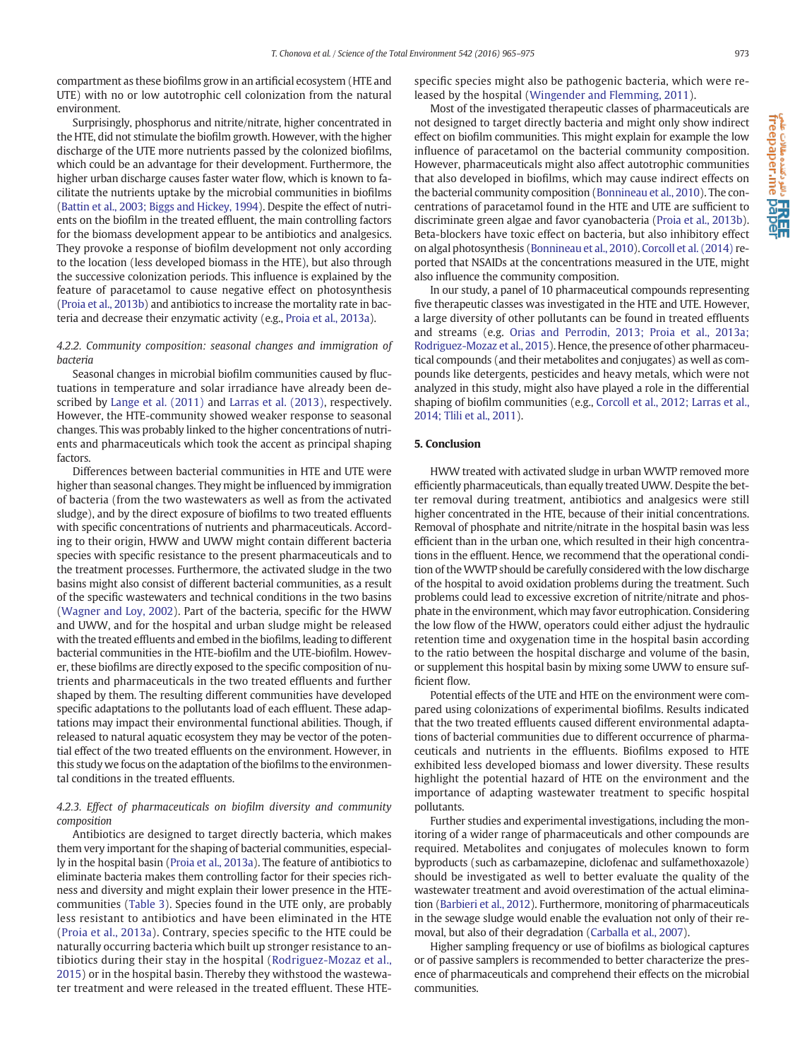compartment as these biofilms grow in an artificial ecosystem (HTE and UTE) with no or low autotrophic cell colonization from the natural environment.

Surprisingly, phosphorus and nitrite/nitrate, higher concentrated in the HTE, did not stimulate the biofilm growth. However, with the higher discharge of the UTE more nutrients passed by the colonized biofilms, which could be an advantage for their development. Furthermore, the higher urban discharge causes faster water flow, which is known to facilitate the nutrients uptake by the microbial communities in biofilms (Battin et al., 2003; Biggs and Hickey, 1994). Despite the effect of nutrients on the biofilm in the treated effluent, the main controlling factors for the biomass development appear to be antibiotics and analgesics. They provoke a response of biofilm development not only according to the location (less developed biomass in the HTE), but also through the successive colonization periods. This influence is explained by the feature of paracetamol to cause negative effect on photosynthesis (Proia et al., 2013b) and antibiotics to increase the mortality rate in bacteria and decrease their enzymatic activity (e.g., Proia et al., 2013a).

#### *4.2.2. Community composition: seasonal changes and immigration of bacteria*

Seasonal changes in microbial biofilm communities caused by fluctuations in temperature and solar irradiance have already been described by Lange et al. (2011) and Larras et al. (2013), respectively. However, the HTE-community showed weaker response to seasonal changes. This was probably linked to the higher concentrations of nutrients and pharmaceuticals which took the accent as principal shaping factors.

Differences between bacterial communities in HTE and UTE were higher than seasonal changes. They might be influenced by immigration of bacteria (from the two wastewaters as well as from the activated sludge), and by the direct exposure of biofilms to two treated effluents with specific concentrations of nutrients and pharmaceuticals. According to their origin, HWW and UWW might contain different bacteria species with specific resistance to the present pharmaceuticals and to the treatment processes. Furthermore, the activated sludge in the two basins might also consist of different bacterial communities, as a result of the specific wastewaters and technical conditions in the two basins (Wagner and Loy, 2002). Part of the bacteria, specific for the HWW and UWW, and for the hospital and urban sludge might be released with the treated effluents and embed in the biofilms, leading to different bacterial communities in the HTE-biofilm and the UTE-biofilm. However, these biofilms are directly exposed to the specific composition of nutrients and pharmaceuticals in the two treated effluents and further shaped by them. The resulting different communities have developed specific adaptations to the pollutants load of each effluent. These adaptations may impact their environmental functional abilities. Though, if released to natural aquatic ecosystem they may be vector of the potential effect of the two treated effluents on the environment. However, in this study we focus on the adaptation of the biofilms to the environmental conditions in the treated effluents.

#### *4.2.3. Effect of pharmaceuticals on biofilm diversity and community composition*

Antibiotics are designed to target directly bacteria, which makes them very important for the shaping of bacterial communities, especially in the hospital basin (Proia et al., 2013a). The feature of antibiotics to eliminate bacteria makes them controlling factor for their species richness and diversity and might explain their lower presence in the HTE-communities (Table 3). Species found in the UTE only, are probably less resistant to antibiotics and have been eliminated in the HTE (Proia et al., 2013a). Contrary, species specific to the HTE could be naturally occurring bacteria which built up stronger resistance to antibiotics during their stay in the hospital (Rodriguez-Mozaz et al., 2015) or in the hospital basin. Thereby they withstood the wastewater treatment and were released in the treated effluent. These HTE-specific species might also be pathogenic bacteria, which were released by the hospital (Wingender and Flemming, 2011).

Most of the investigated therapeutic classes of pharmaceuticals are not designed to target directly bacteria and might only show indirect effect on biofilm communities. This might explain for example the low influence of paracetamol on the bacterial community composition. However, pharmaceuticals might also affect autotrophic communities that also developed in biofilms, which may cause indirect effects on the bacterial community composition (Bonnineau et al., 2010). The concentrations of paracetamol found in the HTE and UTE are sufficient to discriminate green algae and favor cyanobacteria (Proia et al., 2013b). Beta-blockers have toxic effect on bacteria, but also inhibitory effect on algal photosynthesis (Bonnineau et al., 2010). Corcoll et al. (2014) reported that NSAIDs at the concentrations measured in the UTE, might also influence the community composition.

In our study, a panel of 10 pharmaceutical compounds representing five therapeutic classes was investigated in the HTE and UTE. However, a large diversity of other pollutants can be found in treated effluents and streams (e.g. Orias and Perrodin, 2013; Proia et al., 2013a; Rodriguez-Mozaz et al., 2015). Hence, the presence of other pharmaceutical compounds (and their metabolites and conjugates) as well as compounds like detergents, pesticides and heavy metals, which were not analyzed in this study, might also have played a role in the differential shaping of biofilm communities (e.g., Corcoll et al., 2012; Larras et al., 2014; Tlili et al., 2011).

## 5. Conclusion

HWW treated with activated sludge in urban WWTP removed more efficiently pharmaceuticals, than equally treated UWW. Despite the better removal during treatment, antibiotics and analgesics were still higher concentrated in the HTE, because of their initial concentrations. Removal of phosphate and nitrite/nitrate in the hospital basin was less efficient than in the urban one, which resulted in their high concentrations in the effluent. Hence, we recommend that the operational condition of the WWTP should be carefully considered with the low discharge of the hospital to avoid oxidation problems during the treatment. Such problems could lead to excessive excretion of nitrite/nitrate and phosphate in the environment, which may favor eutrophication. Considering the low flow of the HWW, operators could either adjust the hydraulic retention time and oxygenation time in the hospital basin according to the ratio between the hospital discharge and volume of the basin, or supplement this hospital basin by mixing some UWW to ensure sufficient flow.

Potential effects of the UTE and HTE on the environment were compared using colonizations of experimental biofilms. Results indicated that the two treated effluents caused different environmental adaptations of bacterial communities due to different occurrence of pharmaceuticals and nutrients in the effluents. Biofilms exposed to HTE exhibited less developed biomass and lower diversity. These results highlight the potential hazard of HTE on the environment and the importance of adapting wastewater treatment to specific hospital pollutants.

Further studies and experimental investigations, including the monitoring of a wider range of pharmaceuticals and other compounds are required. Metabolites and conjugates of molecules known to form byproducts (such as carbamazepine, diclofenac and sulfamethoxazole) should be investigated as well to better evaluate the quality of the wastewater treatment and avoid overestimation of the actual elimination (Barbieri et al., 2012). Furthermore, monitoring of pharmaceuticals in the sewage sludge would enable the evaluation not only of their removal, but also of their degradation (Carballa et al., 2007).

Higher sampling frequency or use of biofilms as biological captures or of passive samplers is recommended to better characterize the presence of pharmaceuticals and comprehend their effects on the microbial communities.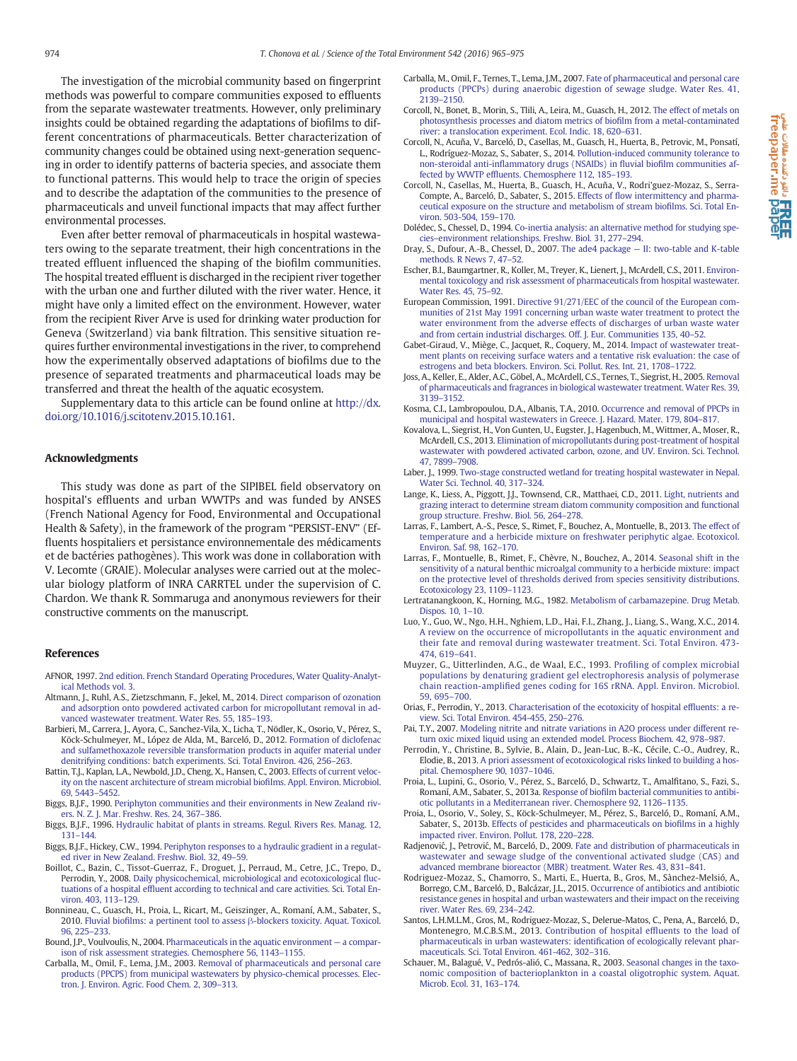The investigation of the microbial community based on fingerprint methods was powerful to compare communities exposed to effluents from the separate wastewater treatments. However, only preliminary insights could be obtained regarding the adaptations of biofilms to different concentrations of pharmaceuticals. Better characterization of community changes could be obtained using next-generation sequencing in order to identify patterns of bacteria species, and associate them to functional patterns. This would help to trace the origin of species and to describe the adaptation of the communities to the presence of pharmaceuticals and unveil functional impacts that may affect further environmental processes.

Even after better removal of pharmaceuticals in hospital wastewaters owing to the separate treatment, their high concentrations in the treated effluent influenced the shaping of the biofilm communities. The hospital treated effluent is discharged in the recipient river together with the urban one and further diluted with the river water. Hence, it might have only a limited effect on the environment. However, water from the recipient River Arve is used for drinking water production for Geneva (Switzerland) via bank filtration. This sensitive situation requires further environmental investigations in the river, to comprehend how the experimentally observed adaptations of biofilms due to the presence of separated treatments and pharmaceutical loads may be transferred and threat the health of the aquatic ecosystem.

Supplementary data to this article can be found online at http://dx.doi.org/10.1016/j.scitotenv.2015.10.161.

## Acknowledgments

This study was done as part of the SIPIBEL field observatory on hospital's effluents and urban WWTPs and was funded by ANSES (French National Agency for Food, Environmental and Occupational Health & Safety), in the framework of the program "PERSIST-ENV" (Effluents hospitaliers et persistance environnementale des médicaments et de bactéries pathogènes). This work was done in collaboration with V. Lecomte (GRAIE). Molecular analyses were carried out at the molecular biology platform of INRA CARRTEL under the supervision of C. Chardon. We thank R. Sommaruga and anonymous reviewers for their constructive comments on the manuscript.

## References

AFNOR, 1997. 2nd edition. French Standard Operating Procedures, Water Quality-Analytical Methods vol. 3.

Altmann, J., Ruhl, A.S., Zietzschmann, F., Jekel, M., 2014. Direct comparison of ozonation and adsorption onto powdered activated carbon for micropollutant removal in advanced wastewater treatment. Water Res. 55, 185–193.

Barbieri, M., Carrera, J., Ayora, C., Sanchez-Vila, X., Licha, T., Nödler, K., Osorio, V., Pérez, S., Köck-Schulmeyer, M., López de Alda, M., Barceló, D., 2012. Formation of diclofenac and sulfamethoxazole reversible transformation products in aquifer material under denitrifying conditions: batch experiments. Sci. Total Environ. 426, 256–263.

Battin, T.J., Kaplan, L.A., Newbold, J.D., Cheng, X., Hansen, C., 2003. Effects of current velocity on the nascent architecture of stream microbial biofilms. Appl. Environ. Microbiol. 69, 5443–5452.

Biggs, B.J.F., 1990. Periphyton communities and their environments in New Zealand rivers. N. Z. J. Mar. Freshw. Res. 24, 367–386.

Biggs, B.J.F., 1996. Hydraulic habitat of plants in streams. Regul. Rivers Res. Manag. 12, 131–144.

Biggs, B.J.F., Hickey, C.W., 1994. Periphyton responses to a hydraulic gradient in a regulated river in New Zealand. Freshw. Biol. 32, 49–59.

Boillot, C., Bazin, C., Tissot-Guerraz, F., Droguet, J., Perraud, M., Cetre, J.C., Trepo, D., Perrodin, Y., 2008. Daily physicochemical, microbiological and ecotoxicological fluctuations of a hospital effluent according to technical and care activities. Sci. Total Environ. 403, 113–129.

Bonnineau, C., Guasch, H., Proia, L., Ricart, M., Geiszinger, A., Romaní, A.M., Sabater, S., 2010. Fluvial biofilms: a pertinent tool to assess β-blockers toxicity. Aquat. Toxicol. 96, 225–233.

Bound, J.P., Voulvoulis, N., 2004. Pharmaceuticals in the aquatic environment — a comparison of risk assessment strategies. Chemosphere 56, 1143–1155.

Carballa, M., Omil, F., Lema, J.M., 2003. Removal of pharmaceuticals and personal care products (PPCPS) from municipal wastewaters by physico-chemical processes. Electron. J. Environ. Agric. Food Chem. 2, 309–313.

Carballa, M., Omil, F., Ternes, T., Lema, J.M., 2007. Fate of pharmaceutical and personal care products (PPCPs) during anaerobic digestion of sewage sludge. Water Res. 41, 2139–2150.

Corcoll, N., Bonet, B., Morin, S., Tlili, A., Leira, M., Guasch, H., 2012. The effect of metals on photosynthesis processes and diatom metrics of biofilm from a metal-contaminated river: a translocation experiment. Ecol. Indic. 18, 620–631.

Corcoll, N., Acuña, V., Barceló, D., Casellas, M., Guasch, H., Huerta, B., Petrovic, M., Ponsatí, L., Rodríguez-Mozaz, S., Sabater, S., 2014. Pollution-induced community tolerance to non-steroidal anti-inflammatory drugs (NSAIDs) in fluvial biofilm communities affected by WWTP effluents. Chemosphere 112, 185–193.

Corcoll, N., Casellas, M., Huerta, B., Guasch, H., Acuña, V., Rodri'guez-Mozaz, S., Serra-Compte, A., Barceló, D., Sabater, S., 2015. Effects of flow intermittency and pharmaceutical exposure on the structure and metabolism of stream biofilms. Sci. Total Environ. 503-504, 159–170.

Dolédec, S., Chessel, D., 1994. Co-inertia analysis: an alternative method for studying species–environment relationships. Freshw. Biol. 31, 277–294.

Dray, S., Dufour, A.-B., Chessel, D., 2007. The ade4 package — II: two-table and K-table methods. R News 7, 47–52.

Escher, B.I., Baumgartner, R., Koller, M., Treyer, K., Lienert, J., McArdell, C.S., 2011. Environmental toxicology and risk assessment of pharmaceuticals from hospital wastewater. Water Res. 45, 75–92.

European Commission, 1991. Directive 91/271/EEC of the council of the European communities of 21st May 1991 concerning urban waste water treatment to protect the water environment from the adverse effects of discharges of urban waste water and from certain industrial discharges. Off. J. Eur. Communities 135, 40–52.

Gabet-Giraud, V., Miège, C., Jacquet, R., Coquery, M., 2014. Impact of wastewater treatment plants on receiving surface waters and a tentative risk evaluation: the case of estrogens and beta blockers. Environ. Sci. Pollut. Res. Int. 21, 1708–1722.

Joss, A., Keller, E., Alder, A.C., Göbel, A., McArdell, C.S., Ternes, T., Siegrist, H., 2005. Removal of pharmaceuticals and fragrances in biological wastewater treatment. Water Res. 39, 3139–3152.

Kosma, C.I., Lambropoulou, D.A., Albanis, T.A., 2010. Occurrence and removal of PPCPs in municipal and hospital wastewaters in Greece. J. Hazard. Mater. 179, 804–817.

Kovalova, L., Siegrist, H., Von Gunten, U., Eugster, J., Hagenbuch, M., Wittmer, A., Moser, R., McArdell, C.S., 2013. Elimination of micropollutants during post-treatment of hospital wastewater with powdered activated carbon, ozone, and UV. Environ. Sci. Technol. 47, 7899–7908.

Laber, J., 1999. Two-stage constructed wetland for treating hospital wastewater in Nepal. Water Sci. Technol. 40, 317–324.

Lange, K., Liess, A., Piggott, J.J., Townsend, C.R., Matthaei, C.D., 2011. Light, nutrients and grazing interact to determine stream diatom community composition and functional group structure. Freshw. Biol. 56, 264–278.

Larras, F., Lambert, A.-S., Pesce, S., Rimet, F., Bouchez, A., Montuelle, B., 2013. The effect of temperature and a herbicide mixture on freshwater periphytic algae. Ecotoxicol. Environ. Saf. 98, 162–170.

Larras, F., Montuelle, B., Rimet, F., Chèvre, N., Bouchez, A., 2014. Seasonal shift in the sensitivity of a natural benthic microalgal community to a herbicide mixture: impact on the protective level of thresholds derived from species sensitivity distributions. Ecotoxicology 23, 1109–1123.

Lertratanangkoon, K., Horning, M.G., 1982. Metabolism of carbamazepine. Drug Metab. Dispos. 10, 1–10.

Luo, Y., Guo, W., Ngo, H.H., Nghiem, L.D., Hai, F.I., Zhang, J., Liang, S., Wang, X.C., 2014. A review on the occurrence of micropollutants in the aquatic environment and their fate and removal during wastewater treatment. Sci. Total Environ. 473-474, 619–641.

Muyzer, G., Uitterlinden, A.G., de Waal, E.C., 1993. Profiling of complex microbial populations by denaturing gradient gel electrophoresis analysis of polymerase chain reaction-amplified genes coding for 16S rRNA. Appl. Environ. Microbiol. 59, 695–700.

Orias, F., Perrodin, Y., 2013. Characterisation of the ecotoxicity of hospital effluents: a review. Sci. Total Environ. 454-455, 250–276.

Pai, T.Y., 2007. Modeling nitrite and nitrate variations in A2O process under different return oxic mixed liquid using an extended model. Process Biochem. 42, 978–987.

Perrodin, Y., Christine, B., Sylvie, B., Alain, D., Jean-Luc, B.-K., Cécile, C.-O., Audrey, R., Elodie, B., 2013. A priori assessment of ecotoxicological risks linked to building a hospital. Chemosphere 90, 1037–1046.

Proia, L., Lupini, G., Osorio, V., Pérez, S., Barceló, D., Schwartz, T., Amalfitano, S., Fazi, S., Romaní, A.M., Sabater, S., 2013a. Response of biofilm bacterial communities to antibiotic pollutants in a Mediterranean river. Chemosphere 92, 1126–1135.

Proia, L., Osorio, V., Soley, S., Köck-Schulmeyer, M., Pérez, S., Barceló, D., Romaní, A.M., Sabater, S., 2013b. Effects of pesticides and pharmaceuticals on biofilms in a highly impacted river. Environ. Pollut. 178, 220–228.

Radjenović, J., Petrović, M., Barceló, D., 2009. Fate and distribution of pharmaceuticals in wastewater and sewage sludge of the conventional activated sludge (CAS) and advanced membrane bioreactor (MBR) treatment. Water Res. 43, 831–841.

Rodriguez-Mozaz, S., Chamorro, S., Marti, E., Huerta, B., Gros, M., Sànchez-Melsió, A., Borrego, C.M., Barceló, D., Balcázar, J.L., 2015. Occurrence of antibiotics and antibiotic resistance genes in hospital and urban wastewaters and their impact on the receiving river. Water Res. 69, 234–242.

Santos, L.H.M.L.M., Gros, M., Rodriguez-Mozaz, S., Delerue-Matos, C., Pena, A., Barceló, D., Montenegro, M.C.B.S.M., 2013. Contribution of hospital effluents to the load of pharmaceuticals in urban wastewaters: identification of ecologically relevant pharmaceuticals. Sci. Total Environ. 461-462, 302–316.

Schauer, M., Balagué, V., Pedrós-alió, C., Massana, R., 2003. Seasonal changes in the taxonomic composition of bacterioplankton in a coastal oligotrophic system. Aquat. Microb. Ecol. 31, 163–174.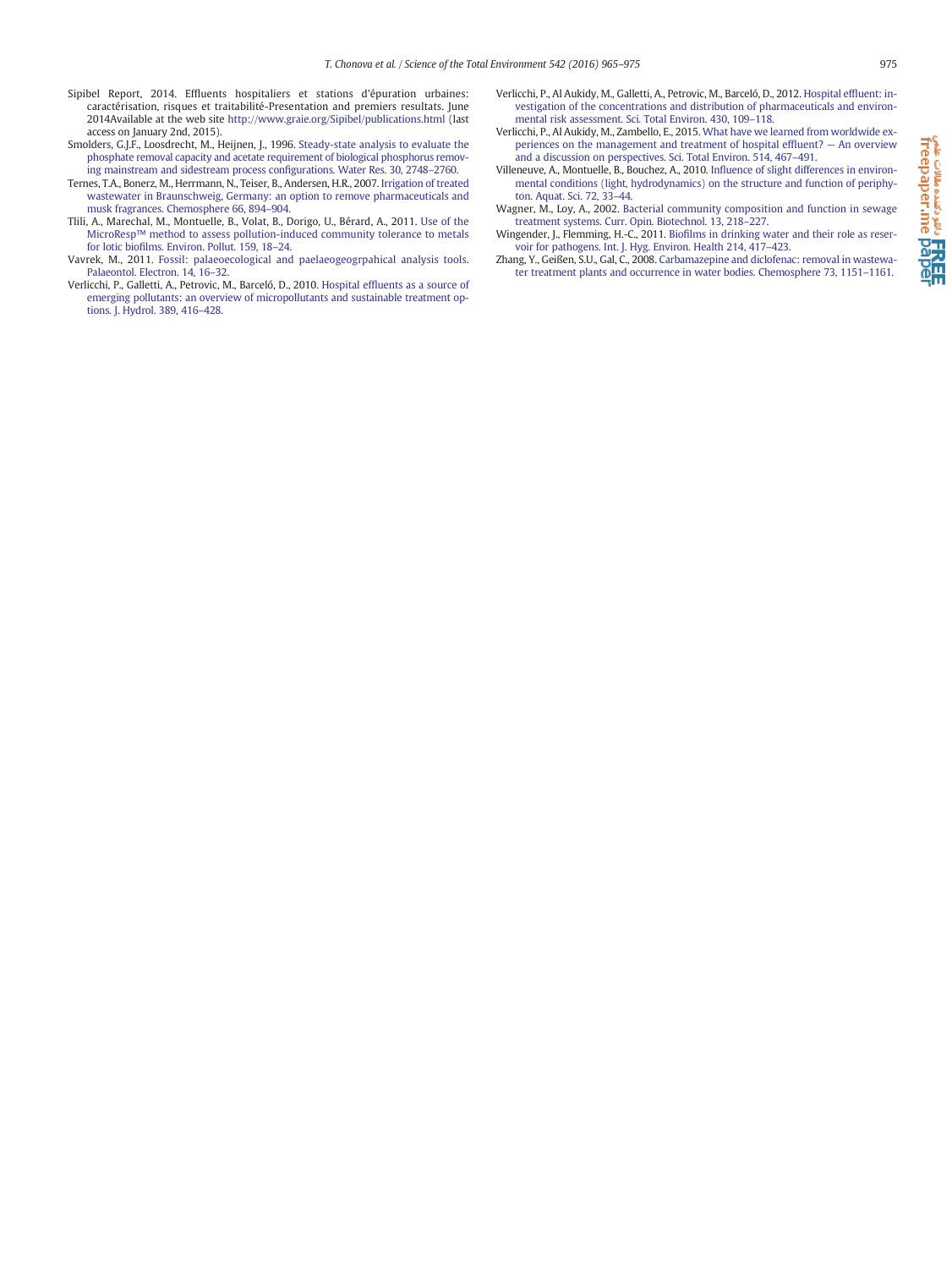Sipibel Report, 2014. Effluents hospitaliers et stations d'épuration urbaines: caractérisation, risques et traitabilité-Presentation and premiers resultats. June 2014Available at the web site http://www.graie.org/Sipibel/publications.html (last access on January 2nd, 2015).

Smolders, G.J.F., Loosdrecht, M., Heijnen, J., 1996. Steady-state analysis to evaluate the phosphate removal capacity and acetate requirement of biological phosphorus removing mainstream and sidestream process configurations. Water Res. 30, 2748–2760.

Ternes, T.A., Bonerz, M., Herrmann, N., Teiser, B., Andersen, H.R., 2007. Irrigation of treated wastewater in Braunschweig, Germany: an option to remove pharmaceuticals and musk fragrances. Chemosphere 66, 894–904.

Tlili, A., Marechal, M., Montuelle, B., Volat, B., Dorigo, U., Bérard, A., 2011. Use of the MicroResp™ method to assess pollution-induced community tolerance to metals for lotic biofilms. Environ. Pollut. 159, 18–24.

Vavrek, M., 2011. Fossil: palaeoecological and paelaeogeogrpahical analysis tools. Palaeontol. Electron. 14, 16–32.

Verlicchi, P., Galletti, A., Petrovic, M., Barceló, D., 2010. Hospital effluents as a source of emerging pollutants: an overview of micropollutants and sustainable treatment options. J. Hydrol. 389, 416–428.

Verlicchi, P., Al Aukidy, M., Galletti, A., Petrovic, M., Barceló, D., 2012. Hospital effluent: investigation of the concentrations and distribution of pharmaceuticals and environmental risk assessment. Sci. Total Environ. 430, 109–118.

Verlicchi, P., Al Aukidy, M., Zambello, E., 2015. What have we learned from worldwide experiences on the management and treatment of hospital effluent? — An overview and a discussion on perspectives. Sci. Total Environ. 514, 467–491.

Villeneuve, A., Montuelle, B., Bouchez, A., 2010. Influence of slight differences in environmental conditions (light, hydrodynamics) on the structure and function of periphyton. Aquat. Sci. 72, 33–44.

Wagner, M., Loy, A., 2002. Bacterial community composition and function in sewage treatment systems. Curr. Opin. Biotechnol. 13, 218–227.

Wingender, J., Flemming, H.-C., 2011. Biofilms in drinking water and their role as reservoir for pathogens. Int. J. Hyg. Environ. Health 214, 417–423.

Zhang, Y., Geißen, S.U., Gal, C., 2008. Carbamazepine and diclofenac: removal in wastewater treatment plants and occurrence in water bodies. Chemosphere 73, 1151–1161.